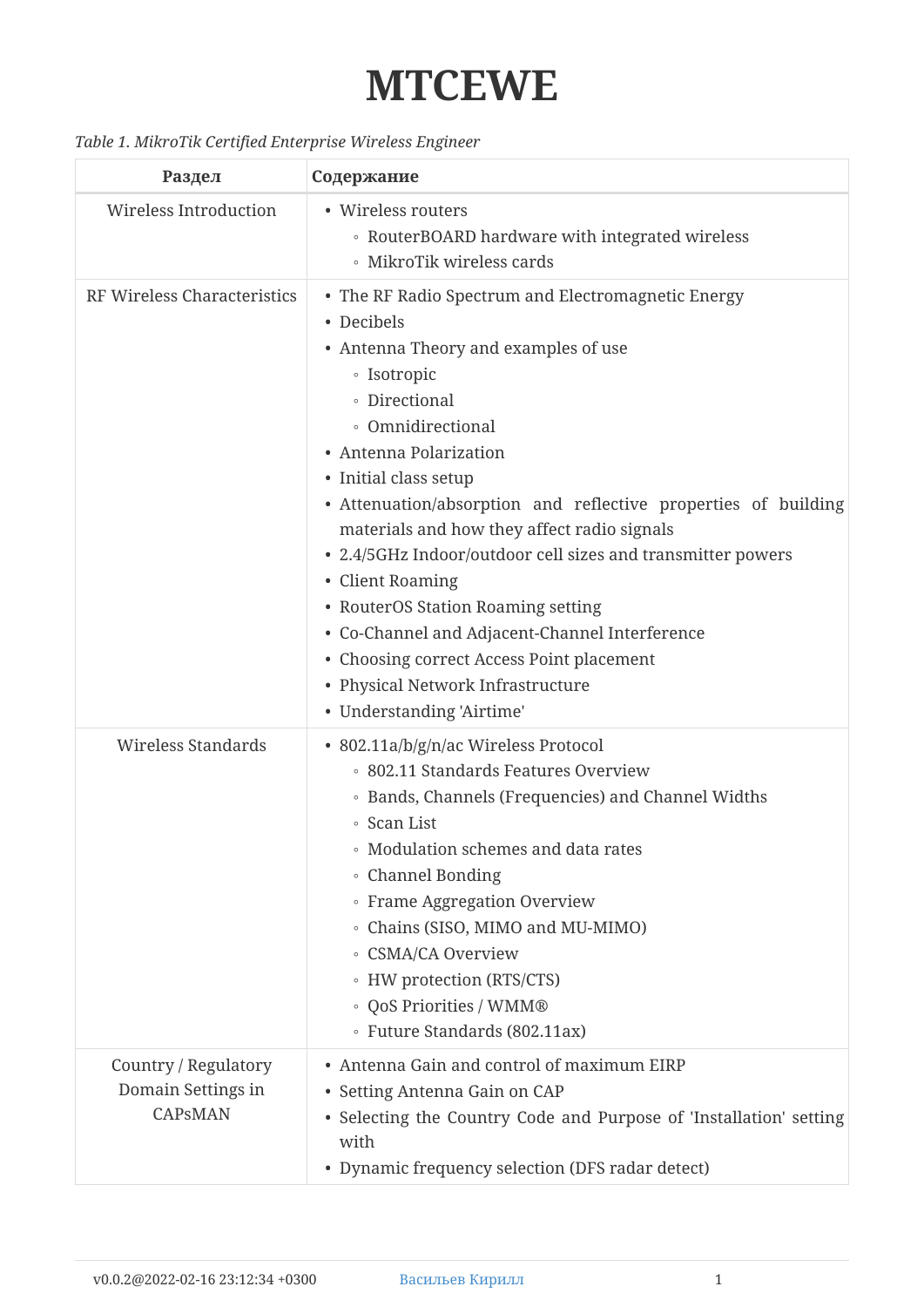# MTCEWE

*Table 1. MikroTik Certified Enterprise Wireless Engineer*

| Раздел | Содержание |
|---|---|
| Wireless Introduction | • Wireless routers<br>  ◦ RouterBOARD hardware with integrated wireless<br>  ◦ MikroTik wireless cards |
| RF Wireless Characteristics | • The RF Radio Spectrum and Electromagnetic Energy<br>• Decibels<br>• Antenna Theory and examples of use<br>  ◦ Isotropic<br>  ◦ Directional<br>  ◦ Omnidirectional<br>• Antenna Polarization<br>• Initial class setup<br>• Attenuation/absorption and reflective properties of building materials and how they affect radio signals<br>• 2.4/5GHz Indoor/outdoor cell sizes and transmitter powers<br>• Client Roaming<br>• RouterOS Station Roaming setting<br>• Co-Channel and Adjacent-Channel Interference<br>• Choosing correct Access Point placement<br>• Physical Network Infrastructure<br>• Understanding 'Airtime' |
| Wireless Standards | • 802.11a/b/g/n/ac Wireless Protocol<br>  ◦ 802.11 Standards Features Overview<br>  ◦ Bands, Channels (Frequencies) and Channel Widths<br>  ◦ Scan List<br>  ◦ Modulation schemes and data rates<br>  ◦ Channel Bonding<br>  ◦ Frame Aggregation Overview<br>  ◦ Chains (SISO, MIMO and MU-MIMO)<br>  ◦ CSMA/CA Overview<br>  ◦ HW protection (RTS/CTS)<br>  ◦ QoS Priorities / WMM®<br>  ◦ Future Standards (802.11ax) |
| Country / Regulatory Domain Settings in CAPsMAN | • Antenna Gain and control of maximum EIRP<br>• Setting Antenna Gain on CAP<br>• Selecting the Country Code and Purpose of 'Installation' setting with<br>• Dynamic frequency selection (DFS radar detect) |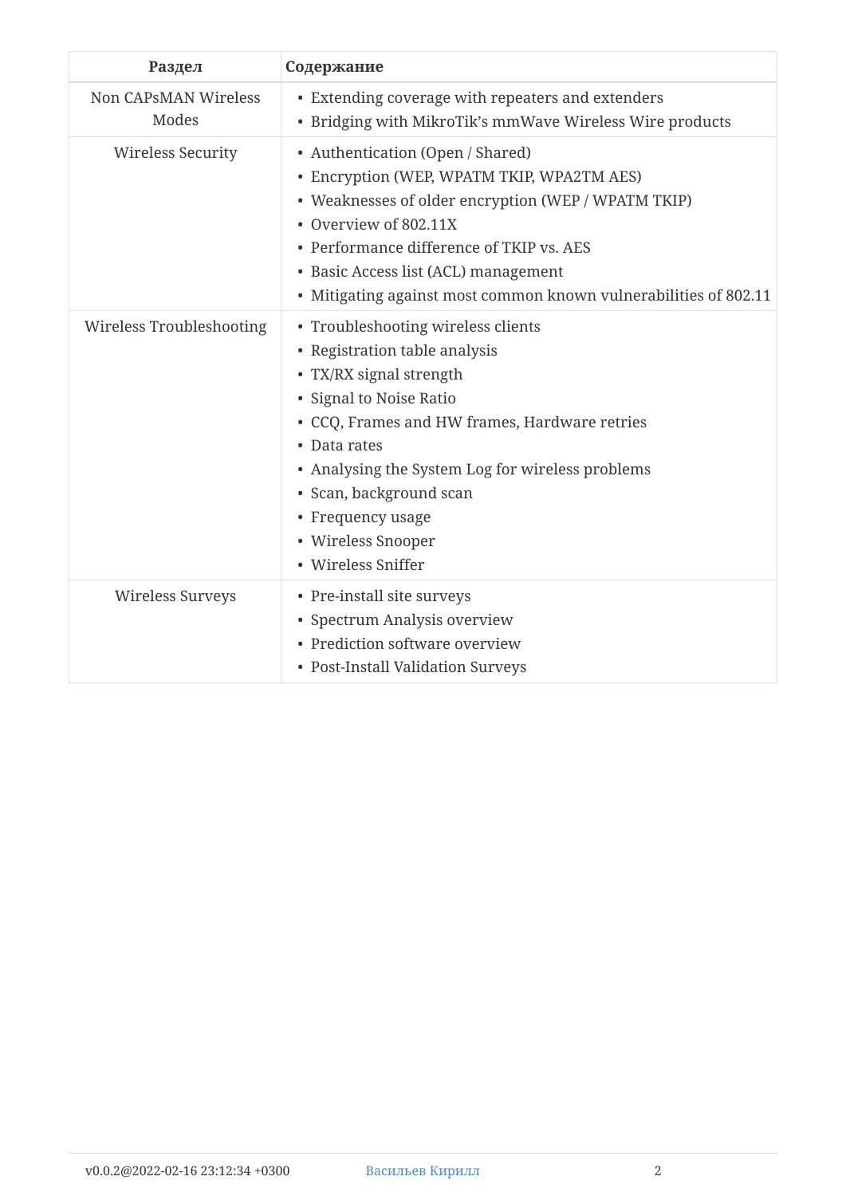| Раздел | Содержание |
| --- | --- |
| Non CAPsMAN Wireless Modes | • Extending coverage with repeaters and extenders<br>• Bridging with MikroTik’s mmWave Wireless Wire products |
| Wireless Security | • Authentication (Open / Shared)<br>• Encryption (WEP, WPATM TKIP, WPA2TM AES)<br>• Weaknesses of older encryption (WEP / WPATM TKIP)<br>• Overview of 802.11X<br>• Performance difference of TKIP vs. AES<br>• Basic Access list (ACL) management<br>• Mitigating against most common known vulnerabilities of 802.11 |
| Wireless Troubleshooting | • Troubleshooting wireless clients<br>• Registration table analysis<br>• TX/RX signal strength<br>• Signal to Noise Ratio<br>• CCQ, Frames and HW frames, Hardware retries<br>• Data rates<br>• Analysing the System Log for wireless problems<br>• Scan, background scan<br>• Frequency usage<br>• Wireless Snooper<br>• Wireless Sniffer |
| Wireless Surveys | • Pre-install site surveys<br>• Spectrum Analysis overview<br>• Prediction software overview<br>• Post-Install Validation Surveys |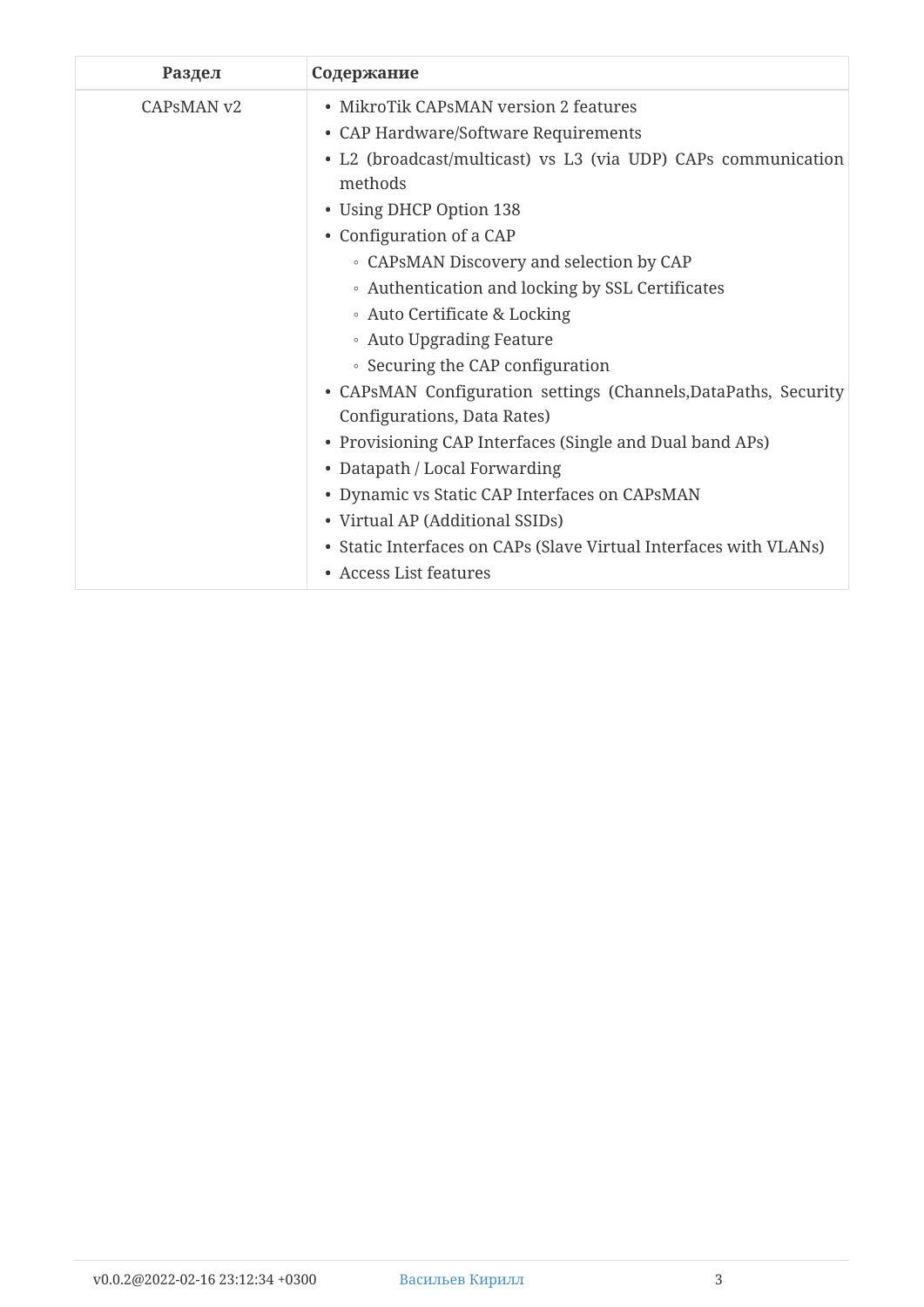| Раздел | Содержание |
| --- | --- |
| CAPsMAN v2 | • MikroTik CAPsMAN version 2 features<br>• CAP Hardware/Software Requirements<br>• L2 (broadcast/multicast) vs L3 (via UDP) CAPs communication methods<br>• Using DHCP Option 138<br>• Configuration of a CAP<br>&nbsp;&nbsp;◦ CAPsMAN Discovery and selection by CAP<br>&nbsp;&nbsp;◦ Authentication and locking by SSL Certificates<br>&nbsp;&nbsp;◦ Auto Certificate & Locking<br>&nbsp;&nbsp;◦ Auto Upgrading Feature<br>&nbsp;&nbsp;◦ Securing the CAP configuration<br>• CAPsMAN Configuration settings (Channels,DataPaths, Security Configurations, Data Rates)<br>• Provisioning CAP Interfaces (Single and Dual band APs)<br>• Datapath / Local Forwarding<br>• Dynamic vs Static CAP Interfaces on CAPsMAN<br>• Virtual AP (Additional SSIDs)<br>• Static Interfaces on CAPs (Slave Virtual Interfaces with VLANs)<br>• Access List features |